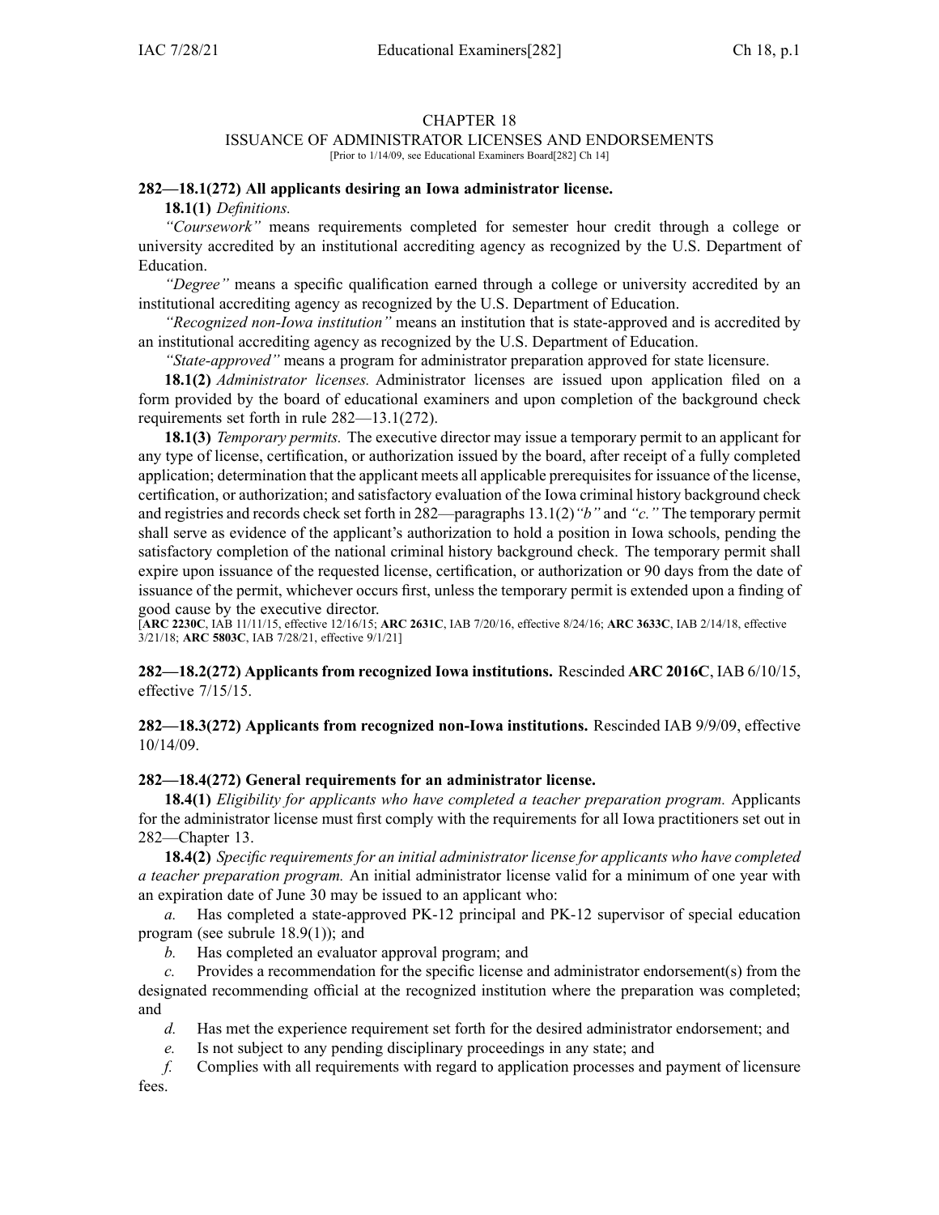# CHAPTER 18
## ISSUANCE OF ADMINISTRATOR LICENSES AND ENDORSEMENTS

[Prior to 1/14/09, see Educational Examiners Board[282] Ch 14]

**282—18.1(272) All applicants desiring an Iowa administrator license.**

**18.1(1)** *Definitions.*

*"Coursework"* means requirements completed for semester hour credit through a college or university accredited by an institutional accrediting agency as recognized by the U.S. Department of Education.

*"Degree"* means a specific qualification earned through a college or university accredited by an institutional accrediting agency as recognized by the U.S. Department of Education.

*"Recognized non-Iowa institution"* means an institution that is state-approved and is accredited by an institutional accrediting agency as recognized by the U.S. Department of Education.

*"State-approved"* means a program for administrator preparation approved for state licensure.

**18.1(2)** *Administrator licenses.* Administrator licenses are issued upon application filed on a form provided by the board of educational examiners and upon completion of the background check requirements set forth in rule 282—13.1(272).

**18.1(3)** *Temporary permits.* The executive director may issue a temporary permit to an applicant for any type of license, certification, or authorization issued by the board, after receipt of a fully completed application; determination that the applicant meets all applicable prerequisites for issuance of the license, certification, or authorization; and satisfactory evaluation of the Iowa criminal history background check and registries and records check set forth in 282—paragraphs 13.1(2)*"b"* and *"c."* The temporary permit shall serve as evidence of the applicant's authorization to hold a position in Iowa schools, pending the satisfactory completion of the national criminal history background check. The temporary permit shall expire upon issuance of the requested license, certification, or authorization or 90 days from the date of issuance of the permit, whichever occurs first, unless the temporary permit is extended upon a finding of good cause by the executive director.

[**ARC 2230C**, IAB 11/11/15, effective 12/16/15; **ARC 2631C**, IAB 7/20/16, effective 8/24/16; **ARC 3633C**, IAB 2/14/18, effective 3/21/18; **ARC 5803C**, IAB 7/28/21, effective 9/1/21]

**282—18.2(272) Applicants from recognized Iowa institutions.** Rescinded **ARC 2016C**, IAB 6/10/15, effective 7/15/15.

**282—18.3(272) Applicants from recognized non-Iowa institutions.** Rescinded IAB 9/9/09, effective 10/14/09.

**282—18.4(272) General requirements for an administrator license.**

**18.4(1)** *Eligibility for applicants who have completed a teacher preparation program.* Applicants for the administrator license must first comply with the requirements for all Iowa practitioners set out in 282—Chapter 13.

**18.4(2)** *Specific requirements for an initial administrator license for applicants who have completed a teacher preparation program.* An initial administrator license valid for a minimum of one year with an expiration date of June 30 may be issued to an applicant who:

*a.* Has completed a state-approved PK-12 principal and PK-12 supervisor of special education program (see subrule 18.9(1)); and

*b.* Has completed an evaluator approval program; and

*c.* Provides a recommendation for the specific license and administrator endorsement(s) from the designated recommending official at the recognized institution where the preparation was completed; and

*d.* Has met the experience requirement set forth for the desired administrator endorsement; and

*e.* Is not subject to any pending disciplinary proceedings in any state; and

*f.* Complies with all requirements with regard to application processes and payment of licensure fees.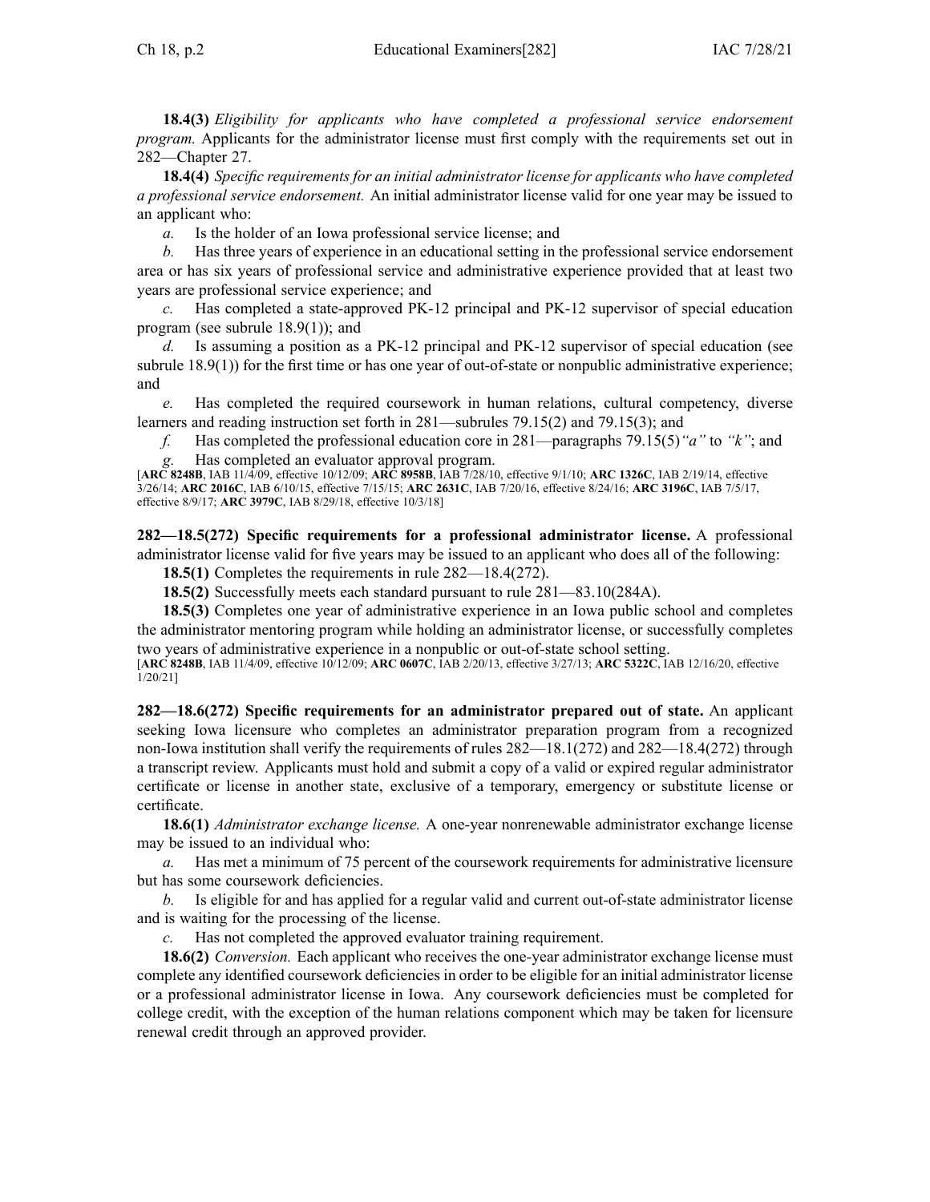**18.4(3)** *Eligibility for applicants who have completed a professional service endorsement program.* Applicants for the administrator license must first comply with the requirements set out in 282—Chapter 27.

**18.4(4)** *Specific requirements for an initial administrator license for applicants who have completed a professional service endorsement.* An initial administrator license valid for one year may be issued to an applicant who:

*a.* Is the holder of an Iowa professional service license; and

*b.* Has three years of experience in an educational setting in the professional service endorsement area or has six years of professional service and administrative experience provided that at least two years are professional service experience; and

*c.* Has completed a state-approved PK-12 principal and PK-12 supervisor of special education program (see subrule 18.9(1)); and

*d.* Is assuming a position as a PK-12 principal and PK-12 supervisor of special education (see subrule 18.9(1)) for the first time or has one year of out-of-state or nonpublic administrative experience; and

*e.* Has completed the required coursework in human relations, cultural competency, diverse learners and reading instruction set forth in 281—subrules 79.15(2) and 79.15(3); and

*f.* Has completed the professional education core in 281—paragraphs 79.15(5)*"a"* to *"k"*; and

*g.* Has completed an evaluator approval program.

[**ARC 8248B**, IAB 11/4/09, effective 10/12/09; **ARC 8958B**, IAB 7/28/10, effective 9/1/10; **ARC 1326C**, IAB 2/19/14, effective 3/26/14; **ARC 2016C**, IAB 6/10/15, effective 7/15/15; **ARC 2631C**, IAB 7/20/16, effective 8/24/16; **ARC 3196C**, IAB 7/5/17, effective 8/9/17; **ARC 3979C**, IAB 8/29/18, effective 10/3/18]

**282—18.5(272) Specific requirements for a professional administrator license.** A professional administrator license valid for five years may be issued to an applicant who does all of the following:

**18.5(1)** Completes the requirements in rule 282—18.4(272).

**18.5(2)** Successfully meets each standard pursuant to rule 281—83.10(284A).

**18.5(3)** Completes one year of administrative experience in an Iowa public school and completes the administrator mentoring program while holding an administrator license, or successfully completes two years of administrative experience in a nonpublic or out-of-state school setting.

[**ARC 8248B**, IAB 11/4/09, effective 10/12/09; **ARC 0607C**, IAB 2/20/13, effective 3/27/13; **ARC 5322C**, IAB 12/16/20, effective 1/20/21]

**282—18.6(272) Specific requirements for an administrator prepared out of state.** An applicant seeking Iowa licensure who completes an administrator preparation program from a recognized non-Iowa institution shall verify the requirements of rules 282—18.1(272) and 282—18.4(272) through a transcript review. Applicants must hold and submit a copy of a valid or expired regular administrator certificate or license in another state, exclusive of a temporary, emergency or substitute license or certificate.

**18.6(1)** *Administrator exchange license.* A one-year nonrenewable administrator exchange license may be issued to an individual who:

*a.* Has met a minimum of 75 percent of the coursework requirements for administrative licensure but has some coursework deficiencies.

*b.* Is eligible for and has applied for a regular valid and current out-of-state administrator license and is waiting for the processing of the license.

*c.* Has not completed the approved evaluator training requirement.

**18.6(2)** *Conversion.* Each applicant who receives the one-year administrator exchange license must complete any identified coursework deficiencies in order to be eligible for an initial administrator license or a professional administrator license in Iowa. Any coursework deficiencies must be completed for college credit, with the exception of the human relations component which may be taken for licensure renewal credit through an approved provider.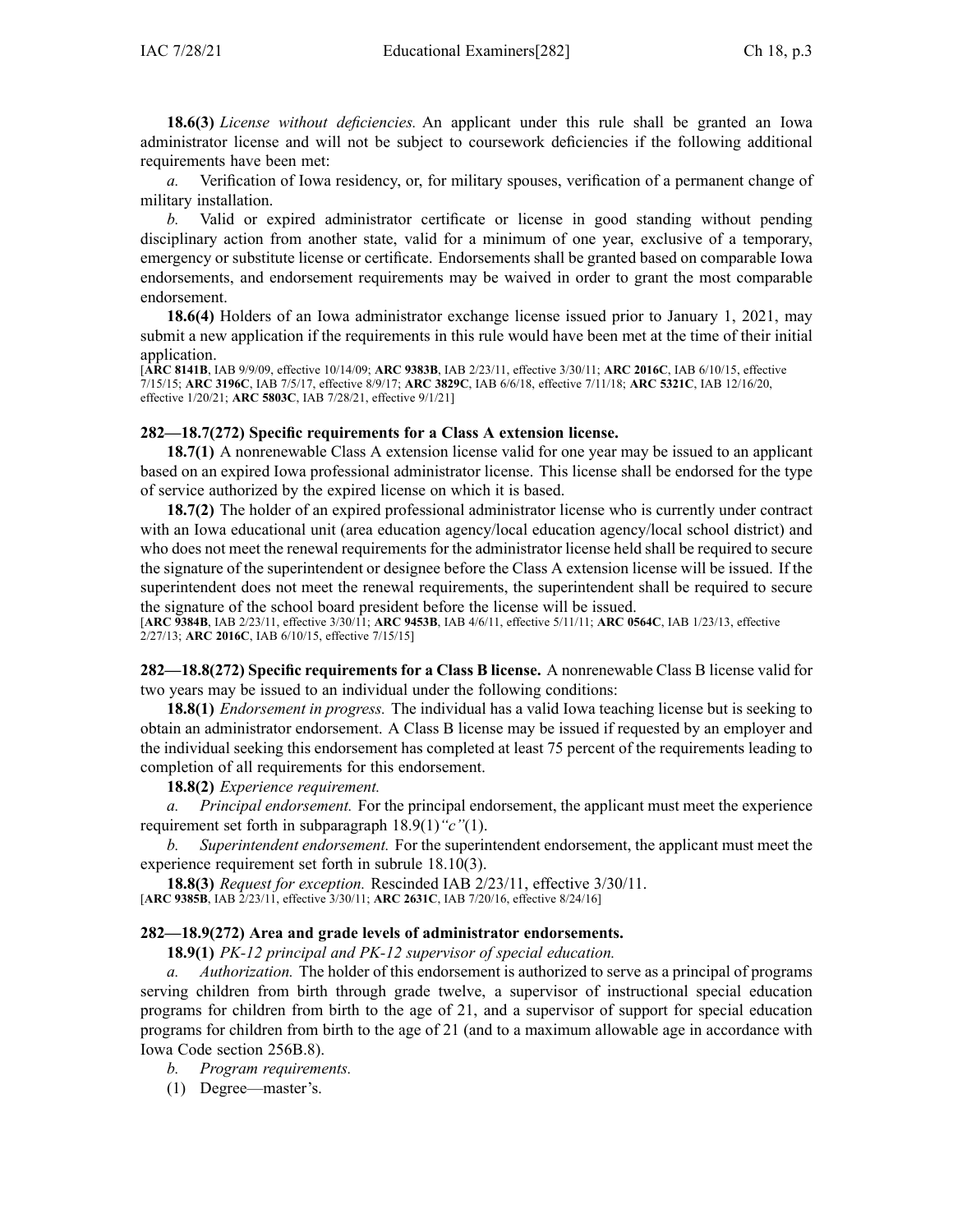**18.6(3)** *License without deficiencies.* An applicant under this rule shall be granted an Iowa administrator license and will not be subject to coursework deficiencies if the following additional requirements have been met:

*a.* Verification of Iowa residency, or, for military spouses, verification of a permanent change of military installation.

*b.* Valid or expired administrator certificate or license in good standing without pending disciplinary action from another state, valid for a minimum of one year, exclusive of a temporary, emergency or substitute license or certificate. Endorsements shall be granted based on comparable Iowa endorsements, and endorsement requirements may be waived in order to grant the most comparable endorsement.

**18.6(4)** Holders of an Iowa administrator exchange license issued prior to January 1, 2021, may submit a new application if the requirements in this rule would have been met at the time of their initial application.

[**ARC 8141B**, IAB 9/9/09, effective 10/14/09; **ARC 9383B**, IAB 2/23/11, effective 3/30/11; **ARC 2016C**, IAB 6/10/15, effective 7/15/15; **ARC 3196C**, IAB 7/5/17, effective 8/9/17; **ARC 3829C**, IAB 6/6/18, effective 7/11/18; **ARC 5321C**, IAB 12/16/20, effective 1/20/21; **ARC 5803C**, IAB 7/28/21, effective 9/1/21]

### 282—18.7(272) Specific requirements for a Class A extension license.

**18.7(1)** A nonrenewable Class A extension license valid for one year may be issued to an applicant based on an expired Iowa professional administrator license. This license shall be endorsed for the type of service authorized by the expired license on which it is based.

**18.7(2)** The holder of an expired professional administrator license who is currently under contract with an Iowa educational unit (area education agency/local education agency/local school district) and who does not meet the renewal requirements for the administrator license held shall be required to secure the signature of the superintendent or designee before the Class A extension license will be issued. If the superintendent does not meet the renewal requirements, the superintendent shall be required to secure the signature of the school board president before the license will be issued.

[**ARC 9384B**, IAB 2/23/11, effective 3/30/11; **ARC 9453B**, IAB 4/6/11, effective 5/11/11; **ARC 0564C**, IAB 1/23/13, effective 2/27/13; **ARC 2016C**, IAB 6/10/15, effective 7/15/15]

**282—18.8(272) Specific requirements for a Class B license.** A nonrenewable Class B license valid for two years may be issued to an individual under the following conditions:

**18.8(1)** *Endorsement in progress.* The individual has a valid Iowa teaching license but is seeking to obtain an administrator endorsement. A Class B license may be issued if requested by an employer and the individual seeking this endorsement has completed at least 75 percent of the requirements leading to completion of all requirements for this endorsement.

**18.8(2)** *Experience requirement.*

*a.* *Principal endorsement.* For the principal endorsement, the applicant must meet the experience requirement set forth in subparagraph 18.9(1)*"c"*(1).

*b.* *Superintendent endorsement.* For the superintendent endorsement, the applicant must meet the experience requirement set forth in subrule 18.10(3).

**18.8(3)** *Request for exception.* Rescinded IAB 2/23/11, effective 3/30/11.

[**ARC 9385B**, IAB 2/23/11, effective 3/30/11; **ARC 2631C**, IAB 7/20/16, effective 8/24/16]

### 282—18.9(272) Area and grade levels of administrator endorsements.

**18.9(1)** *PK-12 principal and PK-12 supervisor of special education.*

*a.* *Authorization.* The holder of this endorsement is authorized to serve as a principal of programs serving children from birth through grade twelve, a supervisor of instructional special education programs for children from birth to the age of 21, and a supervisor of support for special education programs for children from birth to the age of 21 (and to a maximum allowable age in accordance with Iowa Code section 256B.8).

*b.* *Program requirements.*

(1) Degree—master's.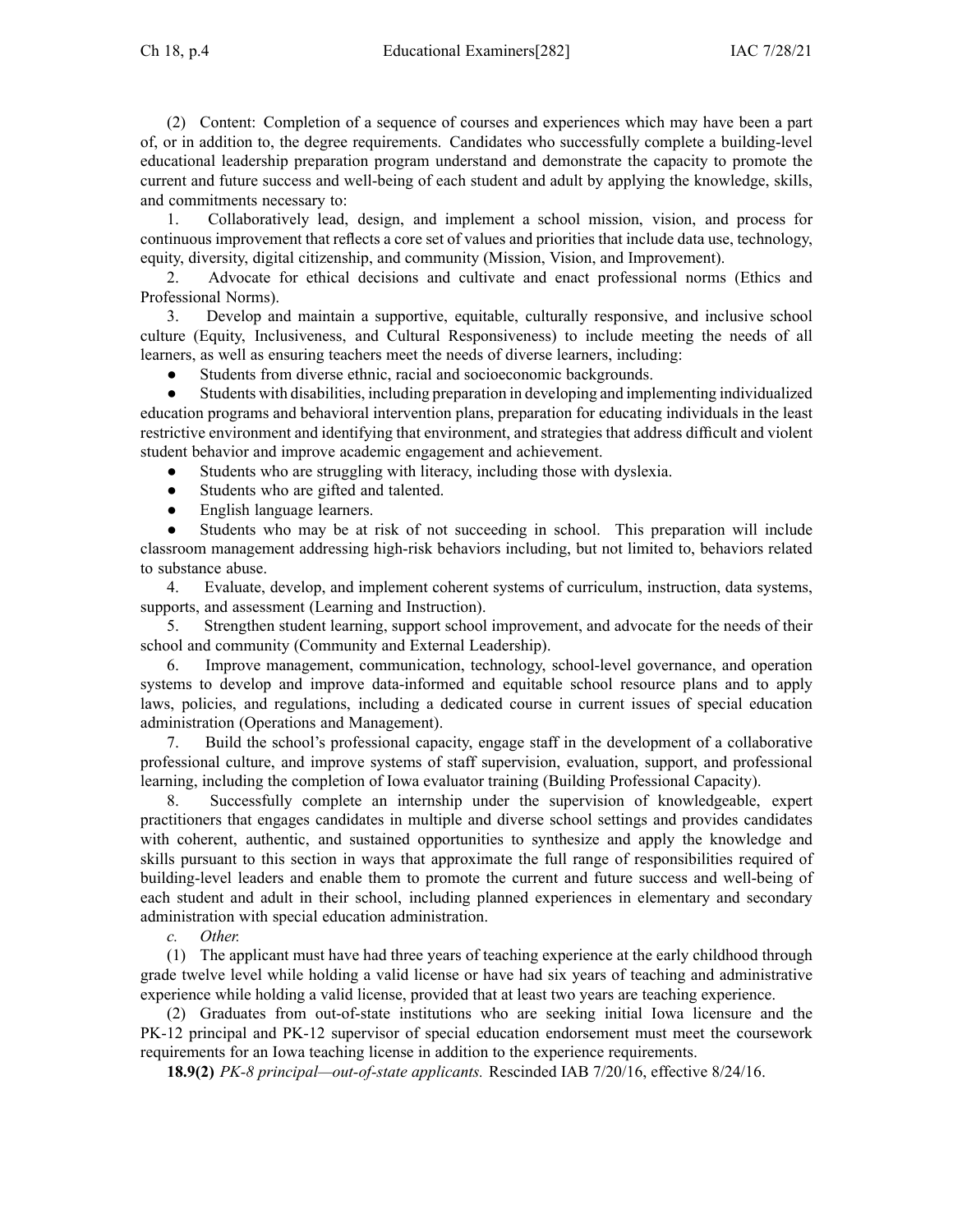(2) Content: Completion of a sequence of courses and experiences which may have been a part of, or in addition to, the degree requirements. Candidates who successfully complete a building-level educational leadership preparation program understand and demonstrate the capacity to promote the current and future success and well-being of each student and adult by applying the knowledge, skills, and commitments necessary to:

1. Collaboratively lead, design, and implement a school mission, vision, and process for continuous improvement that reflects a core set of values and priorities that include data use, technology, equity, diversity, digital citizenship, and community (Mission, Vision, and Improvement).

2. Advocate for ethical decisions and cultivate and enact professional norms (Ethics and Professional Norms).

3. Develop and maintain a supportive, equitable, culturally responsive, and inclusive school culture (Equity, Inclusiveness, and Cultural Responsiveness) to include meeting the needs of all learners, as well as ensuring teachers meet the needs of diverse learners, including:

- Students from diverse ethnic, racial and socioeconomic backgrounds.
- Students with disabilities, including preparation in developing and implementing individualized education programs and behavioral intervention plans, preparation for educating individuals in the least restrictive environment and identifying that environment, and strategies that address difficult and violent student behavior and improve academic engagement and achievement.
- Students who are struggling with literacy, including those with dyslexia.
- Students who are gifted and talented.
- English language learners.
- Students who may be at risk of not succeeding in school. This preparation will include classroom management addressing high-risk behaviors including, but not limited to, behaviors related to substance abuse.

4. Evaluate, develop, and implement coherent systems of curriculum, instruction, data systems, supports, and assessment (Learning and Instruction).

5. Strengthen student learning, support school improvement, and advocate for the needs of their school and community (Community and External Leadership).

6. Improve management, communication, technology, school-level governance, and operation systems to develop and improve data-informed and equitable school resource plans and to apply laws, policies, and regulations, including a dedicated course in current issues of special education administration (Operations and Management).

7. Build the school's professional capacity, engage staff in the development of a collaborative professional culture, and improve systems of staff supervision, evaluation, support, and professional learning, including the completion of Iowa evaluator training (Building Professional Capacity).

8. Successfully complete an internship under the supervision of knowledgeable, expert practitioners that engages candidates in multiple and diverse school settings and provides candidates with coherent, authentic, and sustained opportunities to synthesize and apply the knowledge and skills pursuant to this section in ways that approximate the full range of responsibilities required of building-level leaders and enable them to promote the current and future success and well-being of each student and adult in their school, including planned experiences in elementary and secondary administration with special education administration.

*c. Other.*

(1) The applicant must have had three years of teaching experience at the early childhood through grade twelve level while holding a valid license or have had six years of teaching and administrative experience while holding a valid license, provided that at least two years are teaching experience.

(2) Graduates from out-of-state institutions who are seeking initial Iowa licensure and the PK-12 principal and PK-12 supervisor of special education endorsement must meet the coursework requirements for an Iowa teaching license in addition to the experience requirements.

**18.9(2)** *PK-8 principal—out-of-state applicants.* Rescinded IAB 7/20/16, effective 8/24/16.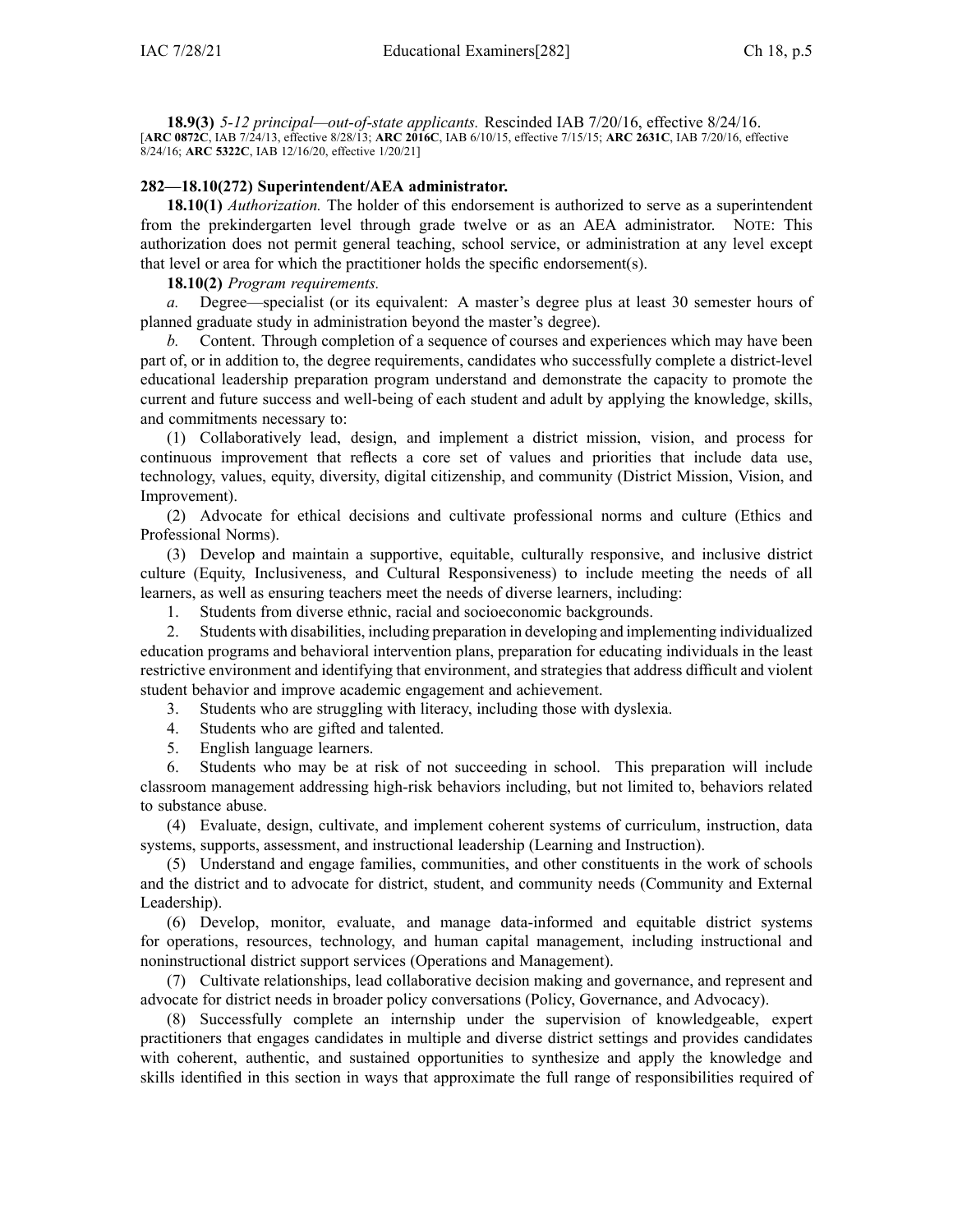**18.9(3)** *5-12 principal—out-of-state applicants.* Rescinded IAB 7/20/16, effective 8/24/16.
[**ARC 0872C**, IAB 7/24/13, effective 8/28/13; **ARC 2016C**, IAB 6/10/15, effective 7/15/15; **ARC 2631C**, IAB 7/20/16, effective 8/24/16; **ARC 5322C**, IAB 12/16/20, effective 1/20/21]

### 282—18.10(272) Superintendent/AEA administrator.

**18.10(1)** *Authorization.* The holder of this endorsement is authorized to serve as a superintendent from the prekindergarten level through grade twelve or as an AEA administrator. NOTE: This authorization does not permit general teaching, school service, or administration at any level except that level or area for which the practitioner holds the specific endorsement(s).

**18.10(2)** *Program requirements.*

*a.* Degree—specialist (or its equivalent: A master's degree plus at least 30 semester hours of planned graduate study in administration beyond the master's degree).

*b.* Content. Through completion of a sequence of courses and experiences which may have been part of, or in addition to, the degree requirements, candidates who successfully complete a district-level educational leadership preparation program understand and demonstrate the capacity to promote the current and future success and well-being of each student and adult by applying the knowledge, skills, and commitments necessary to:

(1) Collaboratively lead, design, and implement a district mission, vision, and process for continuous improvement that reflects a core set of values and priorities that include data use, technology, values, equity, diversity, digital citizenship, and community (District Mission, Vision, and Improvement).

(2) Advocate for ethical decisions and cultivate professional norms and culture (Ethics and Professional Norms).

(3) Develop and maintain a supportive, equitable, culturally responsive, and inclusive district culture (Equity, Inclusiveness, and Cultural Responsiveness) to include meeting the needs of all learners, as well as ensuring teachers meet the needs of diverse learners, including:

1. Students from diverse ethnic, racial and socioeconomic backgrounds.
2. Students with disabilities, including preparation in developing and implementing individualized education programs and behavioral intervention plans, preparation for educating individuals in the least restrictive environment and identifying that environment, and strategies that address difficult and violent student behavior and improve academic engagement and achievement.
3. Students who are struggling with literacy, including those with dyslexia.
4. Students who are gifted and talented.
5. English language learners.
6. Students who may be at risk of not succeeding in school. This preparation will include classroom management addressing high-risk behaviors including, but not limited to, behaviors related to substance abuse.

(4) Evaluate, design, cultivate, and implement coherent systems of curriculum, instruction, data systems, supports, assessment, and instructional leadership (Learning and Instruction).

(5) Understand and engage families, communities, and other constituents in the work of schools and the district and to advocate for district, student, and community needs (Community and External Leadership).

(6) Develop, monitor, evaluate, and manage data-informed and equitable district systems for operations, resources, technology, and human capital management, including instructional and noninstructional district support services (Operations and Management).

(7) Cultivate relationships, lead collaborative decision making and governance, and represent and advocate for district needs in broader policy conversations (Policy, Governance, and Advocacy).

(8) Successfully complete an internship under the supervision of knowledgeable, expert practitioners that engages candidates in multiple and diverse district settings and provides candidates with coherent, authentic, and sustained opportunities to synthesize and apply the knowledge and skills identified in this section in ways that approximate the full range of responsibilities required of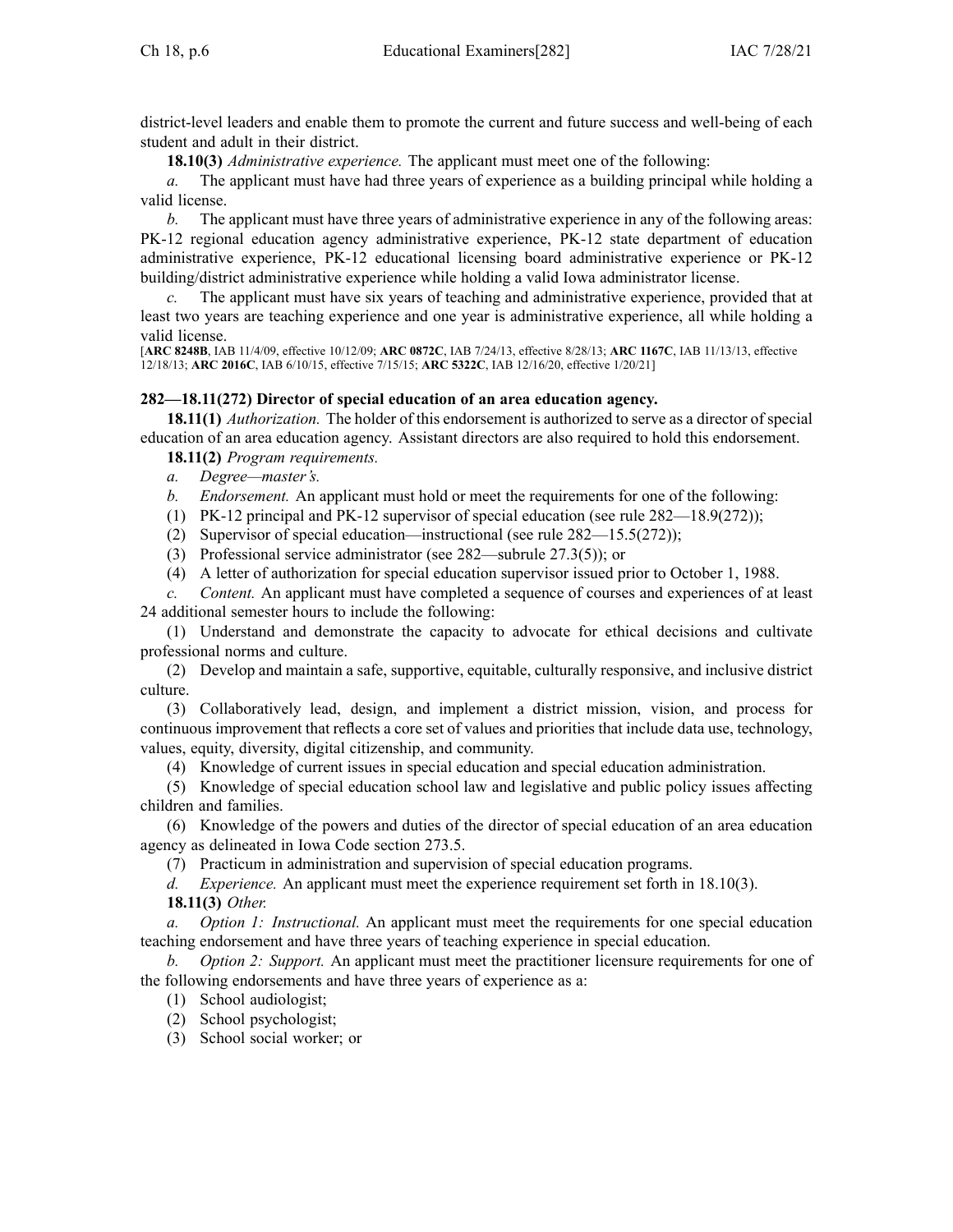district-level leaders and enable them to promote the current and future success and well-being of each student and adult in their district.

**18.10(3)** *Administrative experience.* The applicant must meet one of the following:

*a.* The applicant must have had three years of experience as a building principal while holding a valid license.

*b.* The applicant must have three years of administrative experience in any of the following areas: PK-12 regional education agency administrative experience, PK-12 state department of education administrative experience, PK-12 educational licensing board administrative experience or PK-12 building/district administrative experience while holding a valid Iowa administrator license.

*c.* The applicant must have six years of teaching and administrative experience, provided that at least two years are teaching experience and one year is administrative experience, all while holding a valid license.

[**ARC 8248B**, IAB 11/4/09, effective 10/12/09; **ARC 0872C**, IAB 7/24/13, effective 8/28/13; **ARC 1167C**, IAB 11/13/13, effective 12/18/13; **ARC 2016C**, IAB 6/10/15, effective 7/15/15; **ARC 5322C**, IAB 12/16/20, effective 1/20/21]

## 282—18.11(272) Director of special education of an area education agency.

**18.11(1)** *Authorization.* The holder of this endorsement is authorized to serve as a director of special education of an area education agency. Assistant directors are also required to hold this endorsement.

**18.11(2)** *Program requirements.*

*a.* *Degree—master's.*

*b.* *Endorsement.* An applicant must hold or meet the requirements for one of the following:

(1) PK-12 principal and PK-12 supervisor of special education (see rule 282—18.9(272));

(2) Supervisor of special education—instructional (see rule 282—15.5(272));

(3) Professional service administrator (see 282—subrule 27.3(5)); or

(4) A letter of authorization for special education supervisor issued prior to October 1, 1988.

*c.* *Content.* An applicant must have completed a sequence of courses and experiences of at least 24 additional semester hours to include the following:

(1) Understand and demonstrate the capacity to advocate for ethical decisions and cultivate professional norms and culture.

(2) Develop and maintain a safe, supportive, equitable, culturally responsive, and inclusive district culture.

(3) Collaboratively lead, design, and implement a district mission, vision, and process for continuous improvement that reflects a core set of values and priorities that include data use, technology, values, equity, diversity, digital citizenship, and community.

(4) Knowledge of current issues in special education and special education administration.

(5) Knowledge of special education school law and legislative and public policy issues affecting children and families.

(6) Knowledge of the powers and duties of the director of special education of an area education agency as delineated in Iowa Code section 273.5.

(7) Practicum in administration and supervision of special education programs.

*d.* *Experience.* An applicant must meet the experience requirement set forth in 18.10(3).

**18.11(3)** *Other.*

*a.* *Option 1: Instructional.* An applicant must meet the requirements for one special education teaching endorsement and have three years of teaching experience in special education.

*b.* *Option 2: Support.* An applicant must meet the practitioner licensure requirements for one of the following endorsements and have three years of experience as a:

(1) School audiologist;

(2) School psychologist;

(3) School social worker; or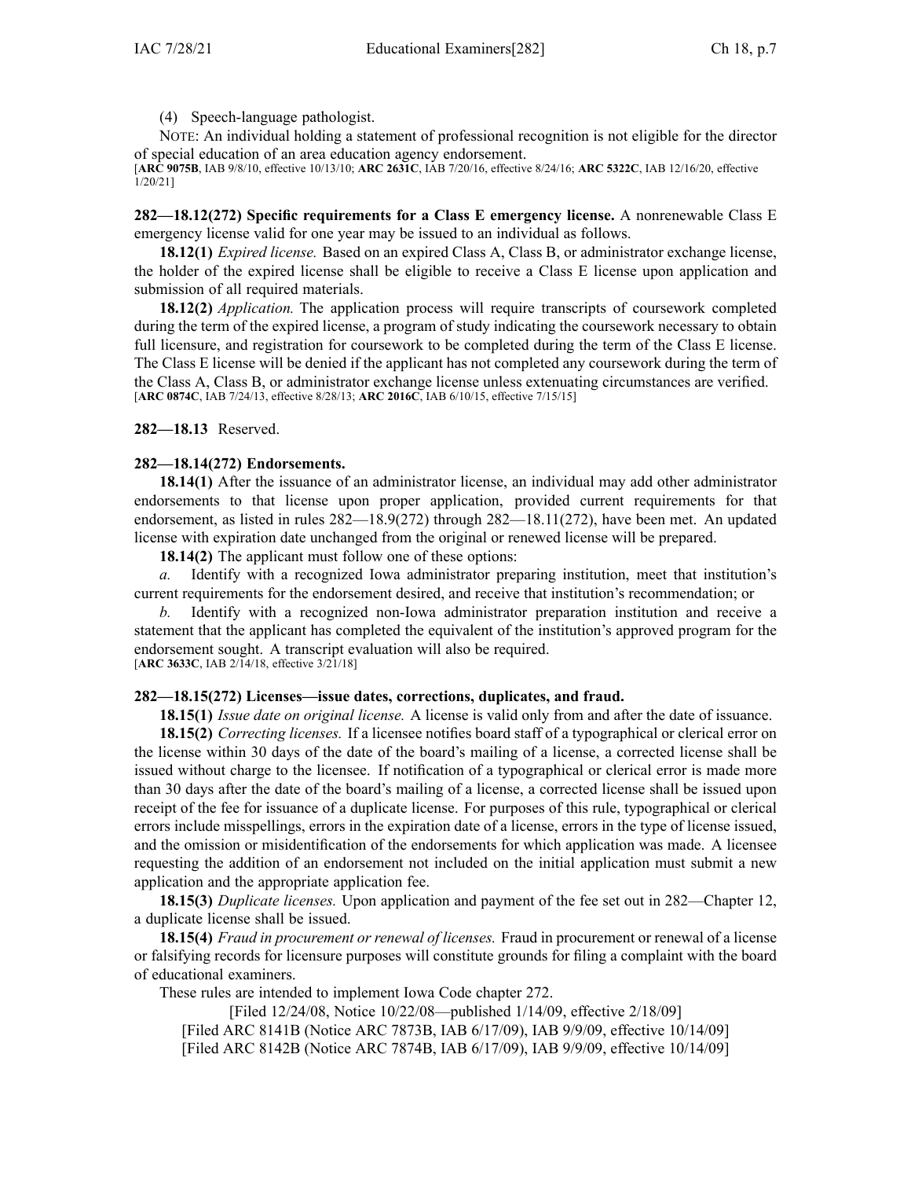(4) Speech-language pathologist.

NOTE: An individual holding a statement of professional recognition is not eligible for the director of special education of an area education agency endorsement.

[**ARC 9075B**, IAB 9/8/10, effective 10/13/10; **ARC 2631C**, IAB 7/20/16, effective 8/24/16; **ARC 5322C**, IAB 12/16/20, effective 1/20/21]

**282—18.12(272) Specific requirements for a Class E emergency license.** A nonrenewable Class E emergency license valid for one year may be issued to an individual as follows.

**18.12(1)** *Expired license.* Based on an expired Class A, Class B, or administrator exchange license, the holder of the expired license shall be eligible to receive a Class E license upon application and submission of all required materials.

**18.12(2)** *Application.* The application process will require transcripts of coursework completed during the term of the expired license, a program of study indicating the coursework necessary to obtain full licensure, and registration for coursework to be completed during the term of the Class E license. The Class E license will be denied if the applicant has not completed any coursework during the term of the Class A, Class B, or administrator exchange license unless extenuating circumstances are verified.

[**ARC 0874C**, IAB 7/24/13, effective 8/28/13; **ARC 2016C**, IAB 6/10/15, effective 7/15/15]

**282—18.13** Reserved.

**282—18.14(272) Endorsements.**

**18.14(1)** After the issuance of an administrator license, an individual may add other administrator endorsements to that license upon proper application, provided current requirements for that endorsement, as listed in rules 282—18.9(272) through 282—18.11(272), have been met. An updated license with expiration date unchanged from the original or renewed license will be prepared.

**18.14(2)** The applicant must follow one of these options:

*a.* Identify with a recognized Iowa administrator preparing institution, meet that institution's current requirements for the endorsement desired, and receive that institution's recommendation; or

*b.* Identify with a recognized non-Iowa administrator preparation institution and receive a statement that the applicant has completed the equivalent of the institution's approved program for the endorsement sought. A transcript evaluation will also be required.

[**ARC 3633C**, IAB 2/14/18, effective 3/21/18]

**282—18.15(272) Licenses—issue dates, corrections, duplicates, and fraud.**

**18.15(1)** *Issue date on original license.* A license is valid only from and after the date of issuance.

**18.15(2)** *Correcting licenses.* If a licensee notifies board staff of a typographical or clerical error on the license within 30 days of the date of the board's mailing of a license, a corrected license shall be issued without charge to the licensee. If notification of a typographical or clerical error is made more than 30 days after the date of the board's mailing of a license, a corrected license shall be issued upon receipt of the fee for issuance of a duplicate license. For purposes of this rule, typographical or clerical errors include misspellings, errors in the expiration date of a license, errors in the type of license issued, and the omission or misidentification of the endorsements for which application was made. A licensee requesting the addition of an endorsement not included on the initial application must submit a new application and the appropriate application fee.

**18.15(3)** *Duplicate licenses.* Upon application and payment of the fee set out in 282—Chapter 12, a duplicate license shall be issued.

**18.15(4)** *Fraud in procurement or renewal of licenses.* Fraud in procurement or renewal of a license or falsifying records for licensure purposes will constitute grounds for filing a complaint with the board of educational examiners.

These rules are intended to implement Iowa Code chapter 272.

[Filed 12/24/08, Notice 10/22/08—published 1/14/09, effective 2/18/09]

[Filed ARC 8141B (Notice ARC 7873B, IAB 6/17/09), IAB 9/9/09, effective 10/14/09]

[Filed ARC 8142B (Notice ARC 7874B, IAB 6/17/09), IAB 9/9/09, effective 10/14/09]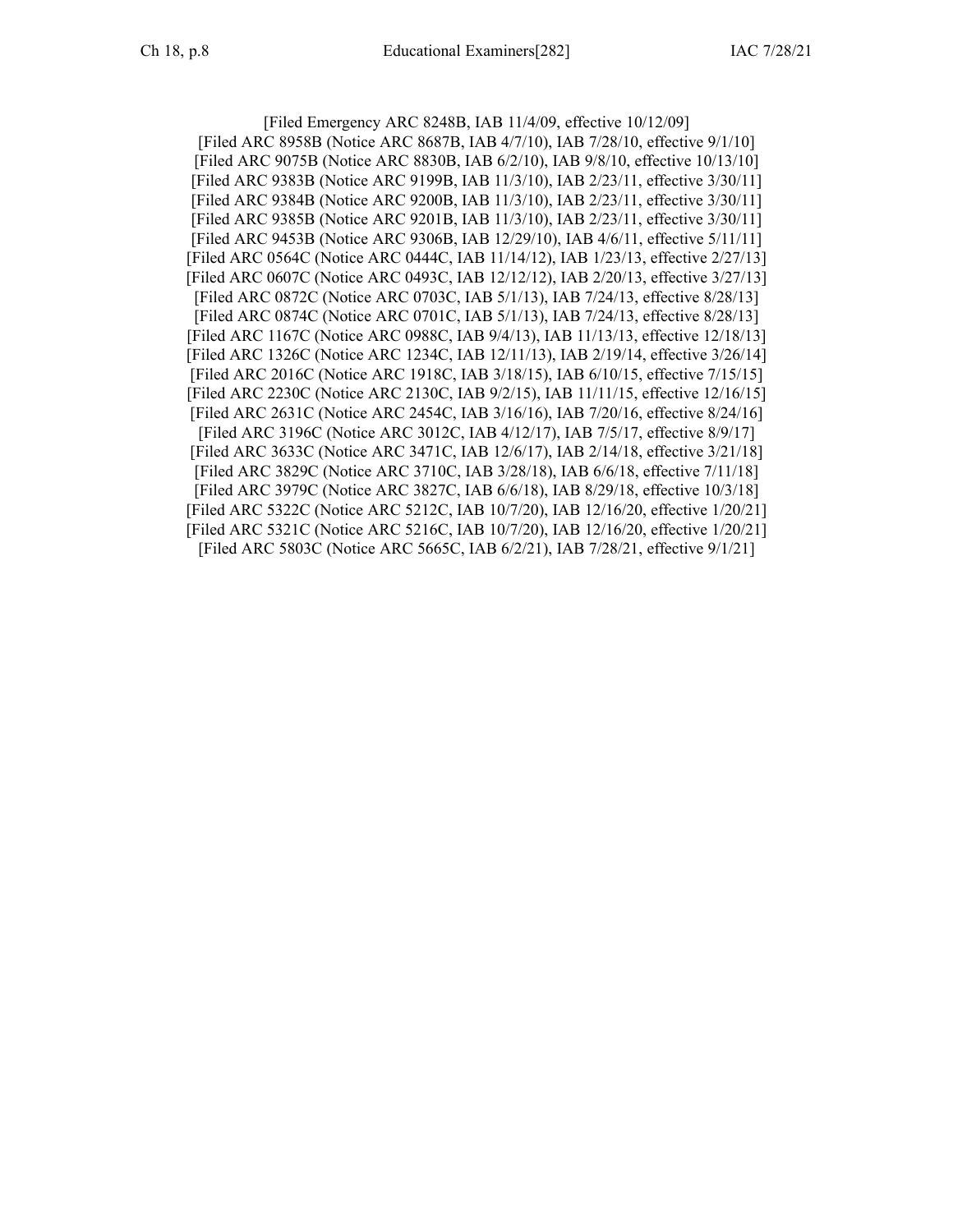[Filed Emergency ARC 8248B, IAB 11/4/09, effective 10/12/09]
[Filed ARC 8958B (Notice ARC 8687B, IAB 4/7/10), IAB 7/28/10, effective 9/1/10]
[Filed ARC 9075B (Notice ARC 8830B, IAB 6/2/10), IAB 9/8/10, effective 10/13/10]
[Filed ARC 9383B (Notice ARC 9199B, IAB 11/3/10), IAB 2/23/11, effective 3/30/11]
[Filed ARC 9384B (Notice ARC 9200B, IAB 11/3/10), IAB 2/23/11, effective 3/30/11]
[Filed ARC 9385B (Notice ARC 9201B, IAB 11/3/10), IAB 2/23/11, effective 3/30/11]
[Filed ARC 9453B (Notice ARC 9306B, IAB 12/29/10), IAB 4/6/11, effective 5/11/11]
[Filed ARC 0564C (Notice ARC 0444C, IAB 11/14/12), IAB 1/23/13, effective 2/27/13]
[Filed ARC 0607C (Notice ARC 0493C, IAB 12/12/12), IAB 2/20/13, effective 3/27/13]
[Filed ARC 0872C (Notice ARC 0703C, IAB 5/1/13), IAB 7/24/13, effective 8/28/13]
[Filed ARC 0874C (Notice ARC 0701C, IAB 5/1/13), IAB 7/24/13, effective 8/28/13]
[Filed ARC 1167C (Notice ARC 0988C, IAB 9/4/13), IAB 11/13/13, effective 12/18/13]
[Filed ARC 1326C (Notice ARC 1234C, IAB 12/11/13), IAB 2/19/14, effective 3/26/14]
[Filed ARC 2016C (Notice ARC 1918C, IAB 3/18/15), IAB 6/10/15, effective 7/15/15]
[Filed ARC 2230C (Notice ARC 2130C, IAB 9/2/15), IAB 11/11/15, effective 12/16/15]
[Filed ARC 2631C (Notice ARC 2454C, IAB 3/16/16), IAB 7/20/16, effective 8/24/16]
[Filed ARC 3196C (Notice ARC 3012C, IAB 4/12/17), IAB 7/5/17, effective 8/9/17]
[Filed ARC 3633C (Notice ARC 3471C, IAB 12/6/17), IAB 2/14/18, effective 3/21/18]
[Filed ARC 3829C (Notice ARC 3710C, IAB 3/28/18), IAB 6/6/18, effective 7/11/18]
[Filed ARC 3979C (Notice ARC 3827C, IAB 6/6/18), IAB 8/29/18, effective 10/3/18]
[Filed ARC 5322C (Notice ARC 5212C, IAB 10/7/20), IAB 12/16/20, effective 1/20/21]
[Filed ARC 5321C (Notice ARC 5216C, IAB 10/7/20), IAB 12/16/20, effective 1/20/21]
[Filed ARC 5803C (Notice ARC 5665C, IAB 6/2/21), IAB 7/28/21, effective 9/1/21]